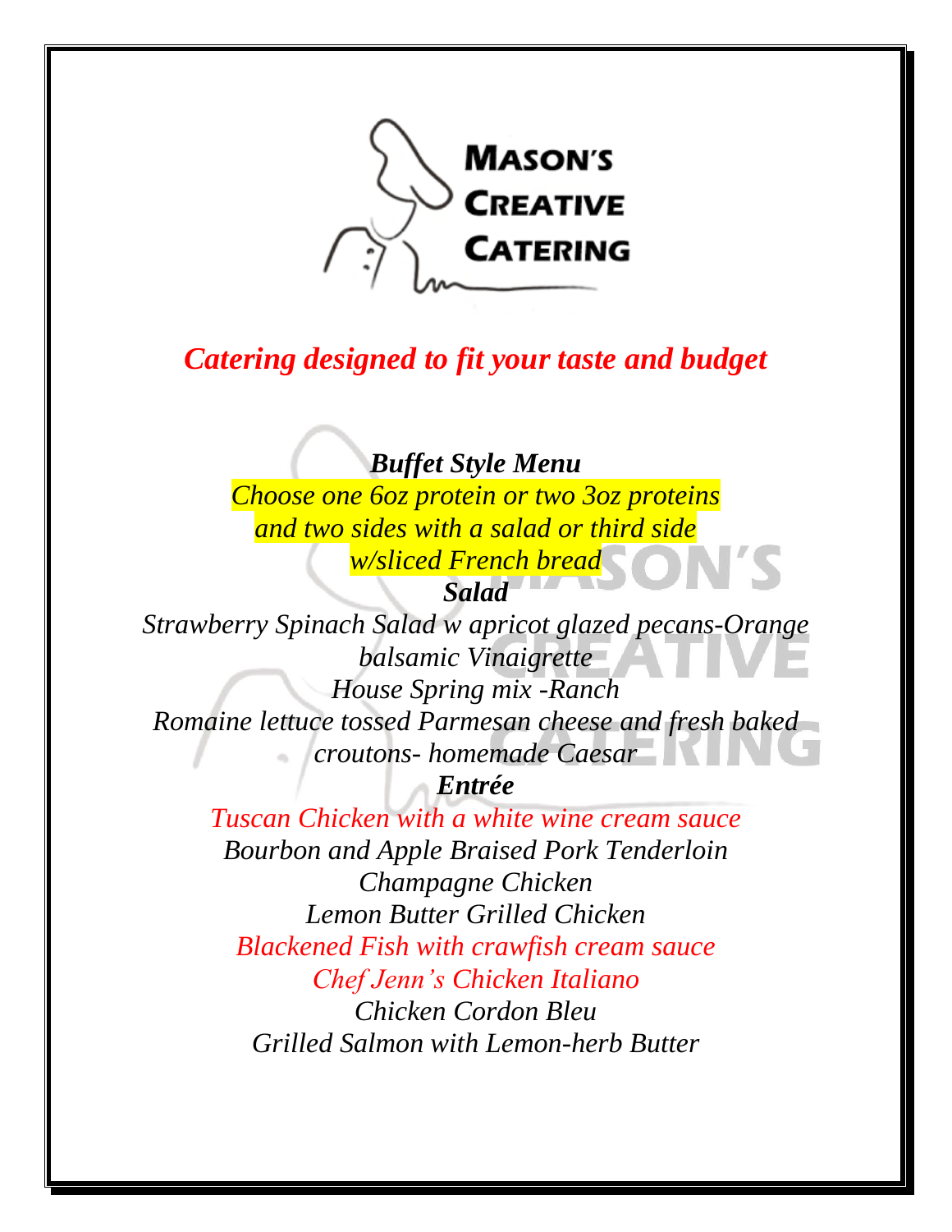# MASON'S CREATIVE CATERING

***Catering designed to fit your taste and budget***

***Buffet Style Menu***

*Choose one 6oz protein or two 3oz proteins and two sides with a salad or third side w/sliced French bread*

***Salad***

*Strawberry Spinach Salad w apricot glazed pecans-Orange balsamic Vinaigrette*

*House Spring mix -Ranch*

*Romaine lettuce tossed Parmesan cheese and fresh baked croutons- homemade Caesar*

***Entrée***

*Tuscan Chicken with a white wine cream sauce*

*Bourbon and Apple Braised Pork Tenderloin*

*Champagne Chicken*

*Lemon Butter Grilled Chicken*

*Blackened Fish with crawfish cream sauce*

*Chef Jenn's Chicken Italiano*

*Chicken Cordon Bleu*

*Grilled Salmon with Lemon-herb Butter*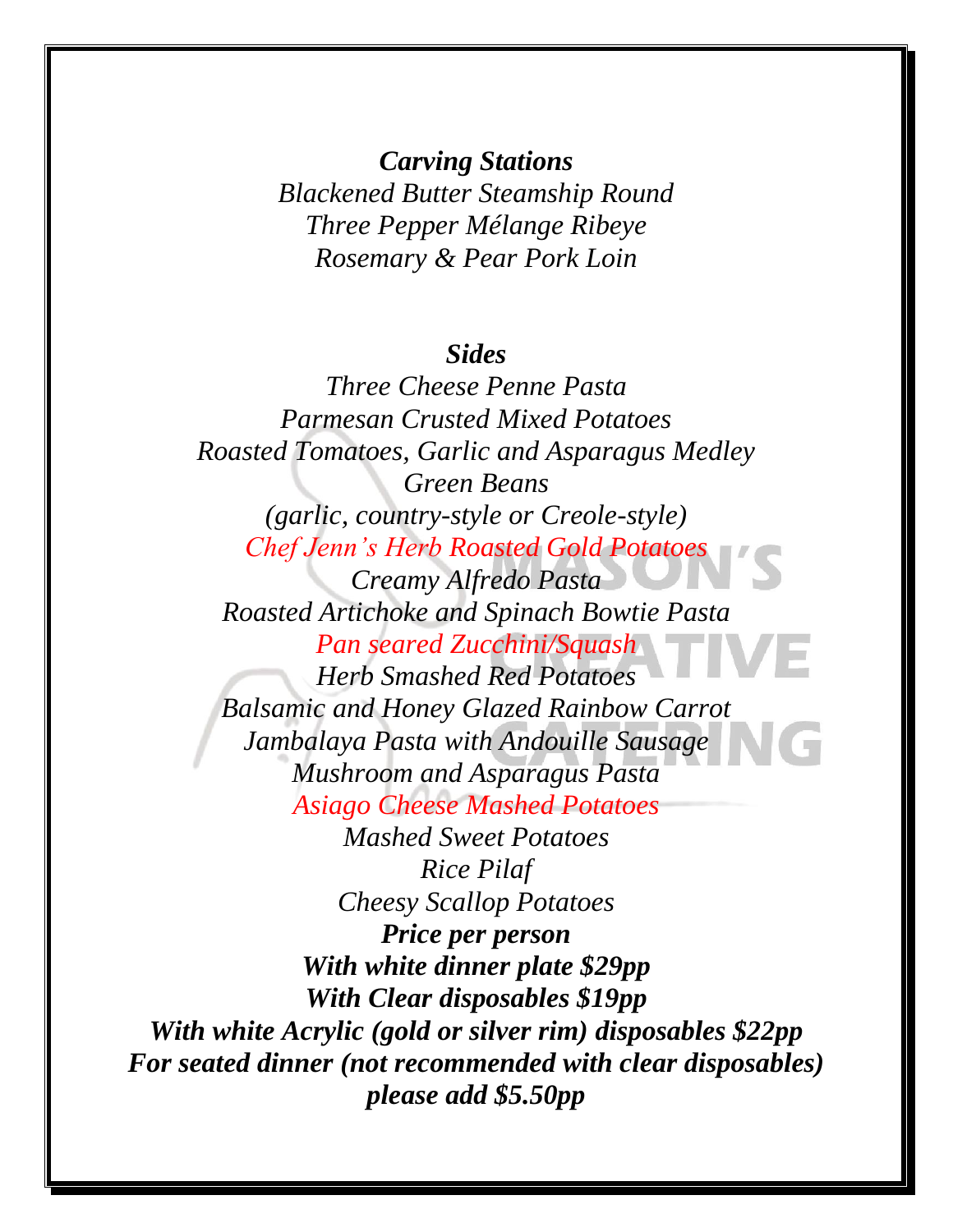### *Carving Stations*

*Blackened Butter Steamship Round*
*Three Pepper Mélange Ribeye*
*Rosemary & Pear Pork Loin*

### *Sides*

*Three Cheese Penne Pasta*
*Parmesan Crusted Mixed Potatoes*
*Roasted Tomatoes, Garlic and Asparagus Medley*
*Green Beans*
*(garlic, country-style or Creole-style)*
*Chef Jenn's Herb Roasted Gold Potatoes*
*Creamy Alfredo Pasta*
*Roasted Artichoke and Spinach Bowtie Pasta*
*Pan seared Zucchini/Squash*
*Herb Smashed Red Potatoes*
*Balsamic and Honey Glazed Rainbow Carrot*
*Jambalaya Pasta with Andouille Sausage*
*Mushroom and Asparagus Pasta*
*Asiago Cheese Mashed Potatoes*
*Mashed Sweet Potatoes*
*Rice Pilaf*
*Cheesy Scallop Potatoes*

***Price per person***
***With white dinner plate $29pp***
***With Clear disposables $19pp***
***With white Acrylic (gold or silver rim) disposables $22pp***
***For seated dinner (not recommended with clear disposables) please add $5.50pp***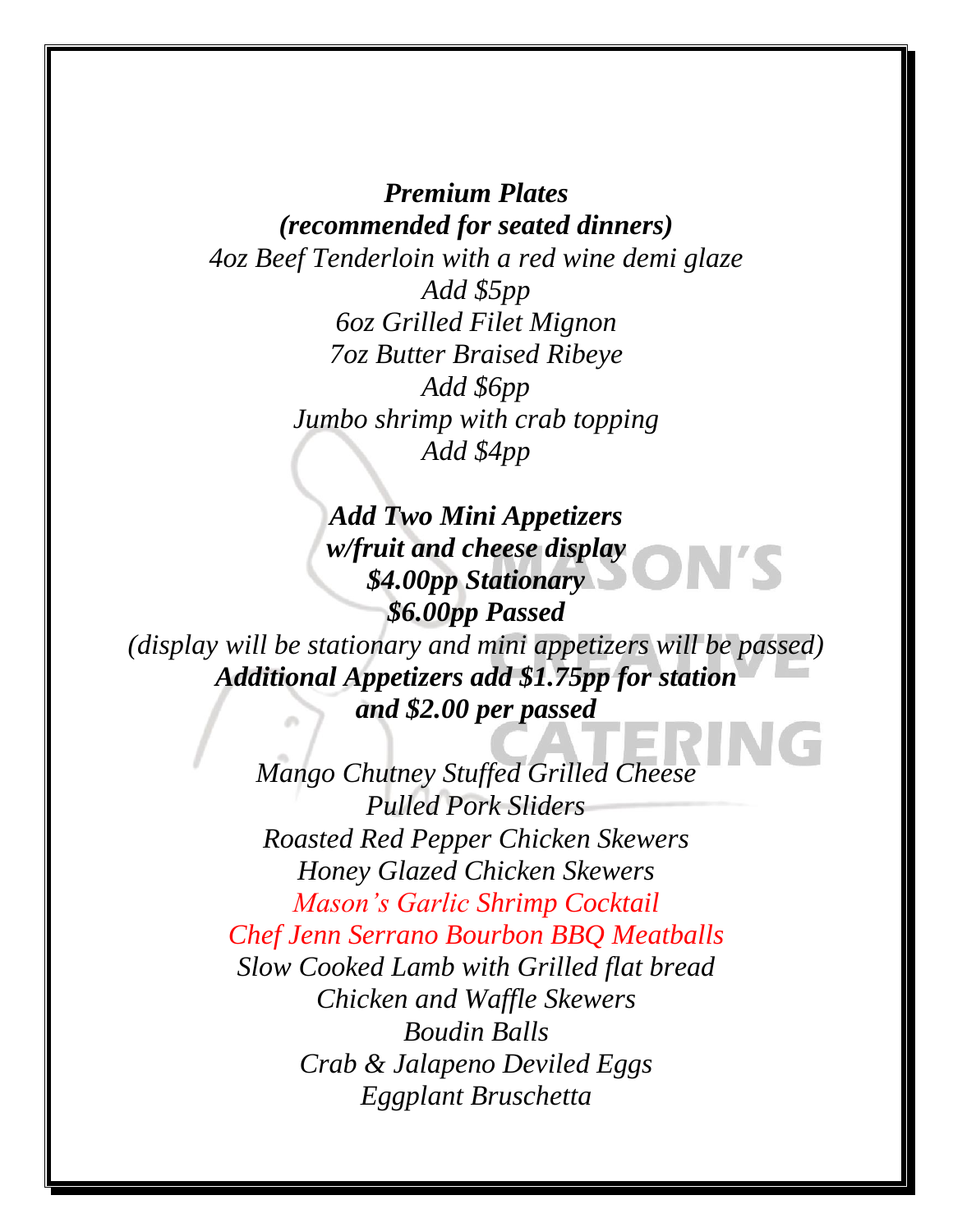***Premium Plates***
***(recommended for seated dinners)***

*4oz Beef Tenderloin with a red wine demi glaze*
*Add $5pp*
*6oz Grilled Filet Mignon*
*7oz Butter Braised Ribeye*
*Add $6pp*
*Jumbo shrimp with crab topping*
*Add $4pp*

***Add Two Mini Appetizers***
***w/fruit and cheese display***
***$4.00pp Stationary***
***$6.00pp Passed***

*(display will be stationary and mini appetizers will be passed)*

***Additional Appetizers add $1.75pp for station***
***and $2.00 per passed***

*Mango Chutney Stuffed Grilled Cheese*
*Pulled Pork Sliders*
*Roasted Red Pepper Chicken Skewers*
*Honey Glazed Chicken Skewers*
*Mason's Garlic Shrimp Cocktail*
*Chef Jenn Serrano Bourbon BBQ Meatballs*
*Slow Cooked Lamb with Grilled flat bread*
*Chicken and Waffle Skewers*
*Boudin Balls*
*Crab & Jalapeno Deviled Eggs*
*Eggplant Bruschetta*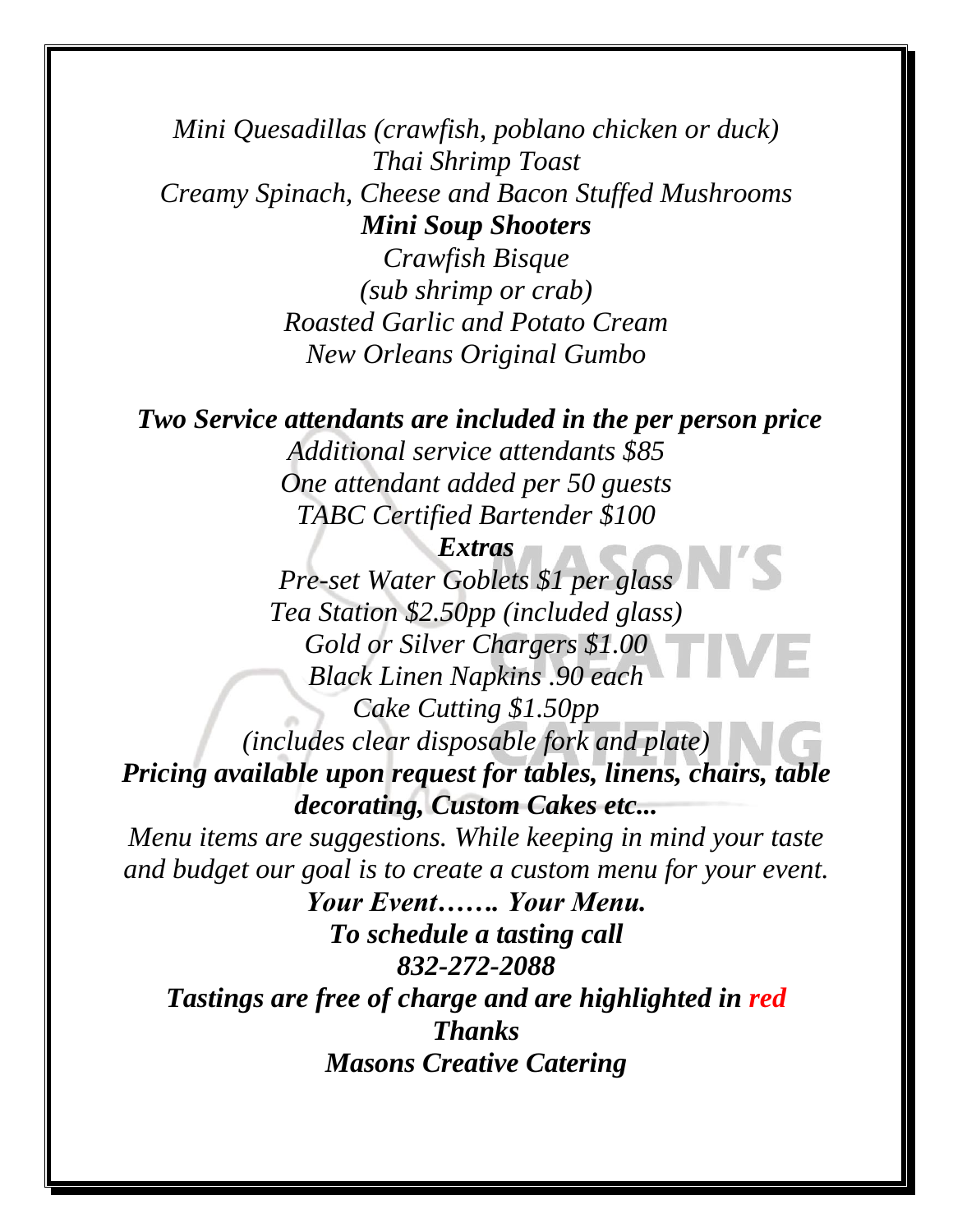*Mini Quesadillas (crawfish, poblano chicken or duck)*
*Thai Shrimp Toast*
*Creamy Spinach, Cheese and Bacon Stuffed Mushrooms*

***Mini Soup Shooters***

*Crawfish Bisque*
*(sub shrimp or crab)*
*Roasted Garlic and Potato Cream*
*New Orleans Original Gumbo*

***Two Service attendants are included in the per person price***

*Additional service attendants $85*
*One attendant added per 50 guests*
*TABC Certified Bartender $100*

***Extras***

*Pre-set Water Goblets $1 per glass*
*Tea Station $2.50pp (included glass)*
*Gold or Silver Chargers $1.00*
*Black Linen Napkins .90 each*
*Cake Cutting $1.50pp*
*(includes clear disposable fork and plate)*

***Pricing available upon request for tables, linens, chairs, table decorating, Custom Cakes etc...***

*Menu items are suggestions. While keeping in mind your taste and budget our goal is to create a custom menu for your event.*

***Your Event……. Your Menu.***
***To schedule a tasting call***
***832-272-2088***
***Tastings are free of charge and are highlighted in red***
***Thanks***
***Masons Creative Catering***